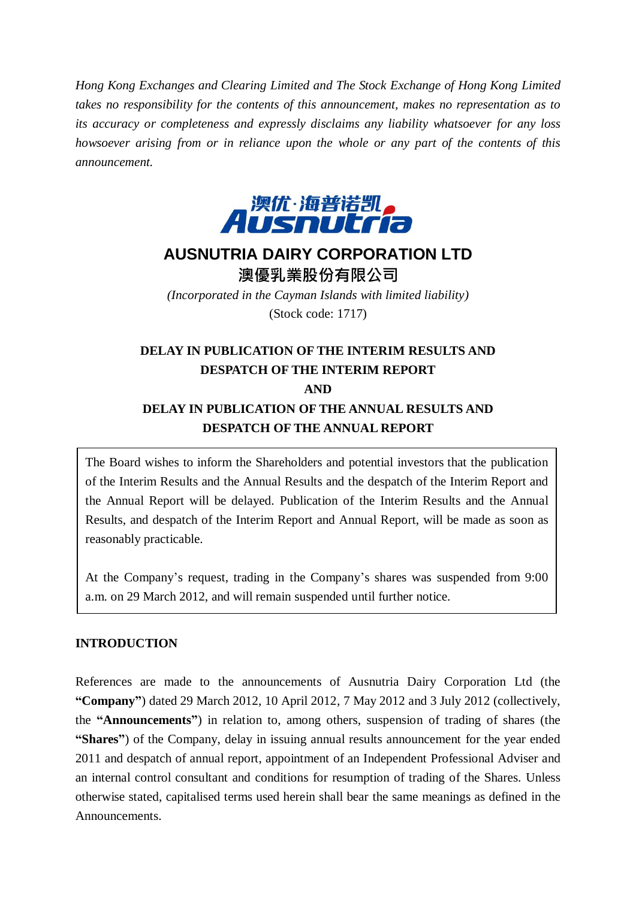*Hong Kong Exchanges and Clearing Limited and The Stock Exchange of Hong Kong Limited takes no responsibility for the contents of this announcement, makes no representation as to its accuracy or completeness and expressly disclaims any liability whatsoever for any loss howsoever arising from or in reliance upon the whole or any part of the contents of this announcement.*

澳优·海普诺凯
Ausnutria

# AUSNUTRIA DAIRY CORPORATION LTD

# 澳優乳業股份有限公司

*(Incorporated in the Cayman Islands with limited liability)*

(Stock code: 1717)

## DELAY IN PUBLICATION OF THE INTERIM RESULTS AND DESPATCH OF THE INTERIM REPORT AND DELAY IN PUBLICATION OF THE ANNUAL RESULTS AND DESPATCH OF THE ANNUAL REPORT

The Board wishes to inform the Shareholders and potential investors that the publication of the Interim Results and the Annual Results and the despatch of the Interim Report and the Annual Report will be delayed. Publication of the Interim Results and the Annual Results, and despatch of the Interim Report and Annual Report, will be made as soon as reasonably practicable.

At the Company's request, trading in the Company's shares was suspended from 9:00 a.m. on 29 March 2012, and will remain suspended until further notice.

## INTRODUCTION

References are made to the announcements of Ausnutria Dairy Corporation Ltd (the **"Company"**) dated 29 March 2012, 10 April 2012, 7 May 2012 and 3 July 2012 (collectively, the **"Announcements"**) in relation to, among others, suspension of trading of shares (the **"Shares"**) of the Company, delay in issuing annual results announcement for the year ended 2011 and despatch of annual report, appointment of an Independent Professional Adviser and an internal control consultant and conditions for resumption of trading of the Shares. Unless otherwise stated, capitalised terms used herein shall bear the same meanings as defined in the Announcements.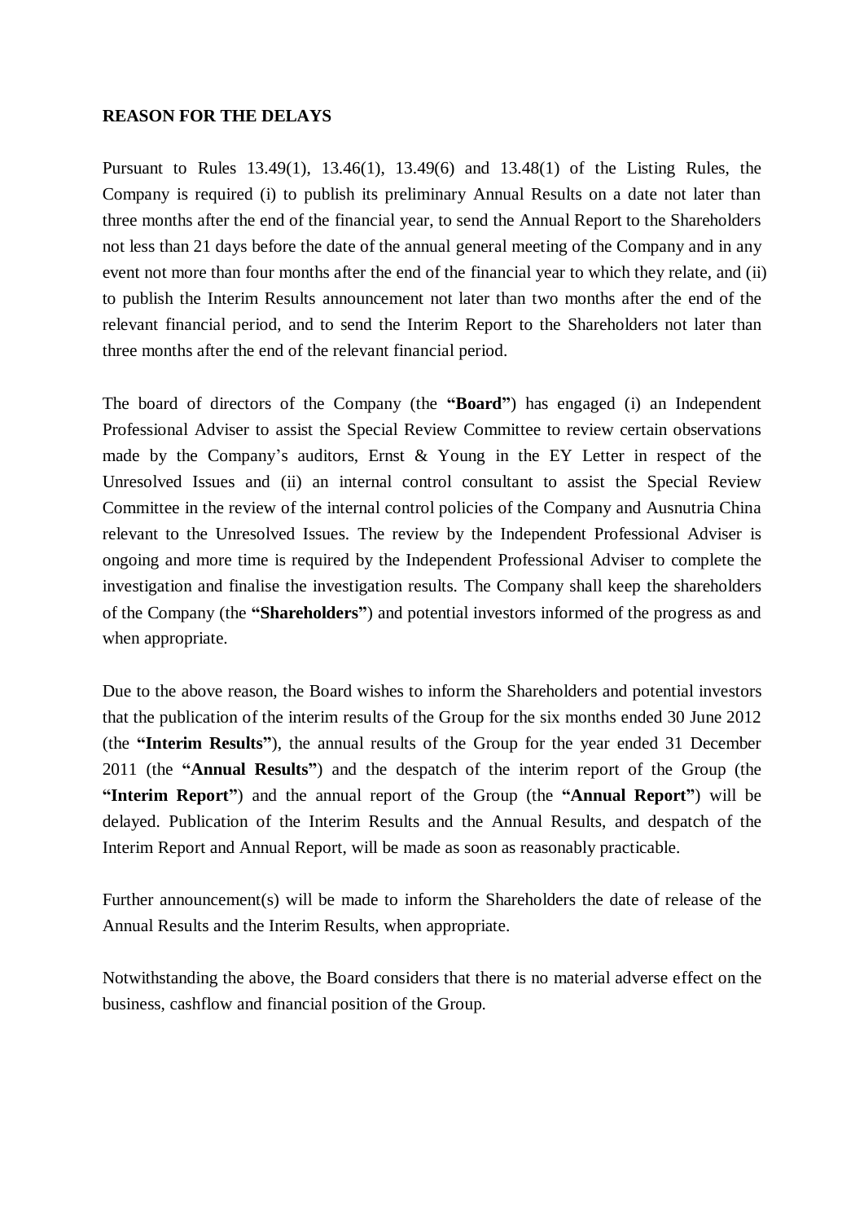**REASON FOR THE DELAYS**

Pursuant to Rules 13.49(1), 13.46(1), 13.49(6) and 13.48(1) of the Listing Rules, the Company is required (i) to publish its preliminary Annual Results on a date not later than three months after the end of the financial year, to send the Annual Report to the Shareholders not less than 21 days before the date of the annual general meeting of the Company and in any event not more than four months after the end of the financial year to which they relate, and (ii) to publish the Interim Results announcement not later than two months after the end of the relevant financial period, and to send the Interim Report to the Shareholders not later than three months after the end of the relevant financial period.

The board of directors of the Company (the **"Board"**) has engaged (i) an Independent Professional Adviser to assist the Special Review Committee to review certain observations made by the Company's auditors, Ernst & Young in the EY Letter in respect of the Unresolved Issues and (ii) an internal control consultant to assist the Special Review Committee in the review of the internal control policies of the Company and Ausnutria China relevant to the Unresolved Issues. The review by the Independent Professional Adviser is ongoing and more time is required by the Independent Professional Adviser to complete the investigation and finalise the investigation results. The Company shall keep the shareholders of the Company (the **"Shareholders"**) and potential investors informed of the progress as and when appropriate.

Due to the above reason, the Board wishes to inform the Shareholders and potential investors that the publication of the interim results of the Group for the six months ended 30 June 2012 (the **"Interim Results"**), the annual results of the Group for the year ended 31 December 2011 (the **"Annual Results"**) and the despatch of the interim report of the Group (the **"Interim Report"**) and the annual report of the Group (the **"Annual Report"**) will be delayed. Publication of the Interim Results and the Annual Results, and despatch of the Interim Report and Annual Report, will be made as soon as reasonably practicable.

Further announcement(s) will be made to inform the Shareholders the date of release of the Annual Results and the Interim Results, when appropriate.

Notwithstanding the above, the Board considers that there is no material adverse effect on the business, cashflow and financial position of the Group.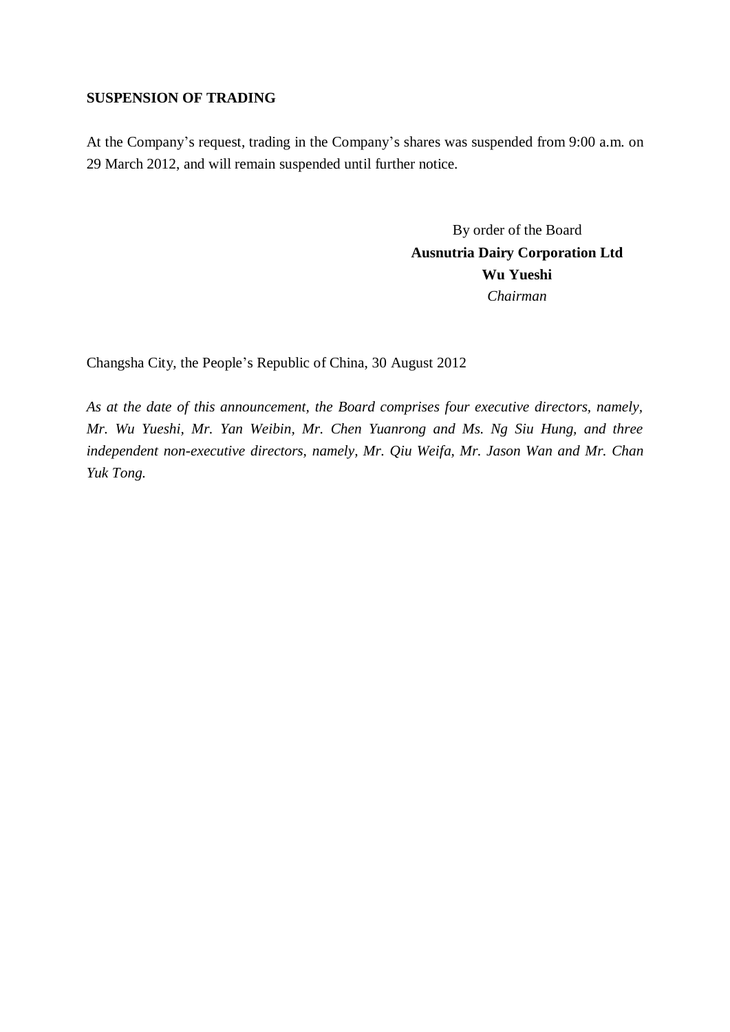**SUSPENSION OF TRADING**

At the Company's request, trading in the Company's shares was suspended from 9:00 a.m. on 29 March 2012, and will remain suspended until further notice.

By order of the Board
**Ausnutria Dairy Corporation Ltd**
**Wu Yueshi**
*Chairman*

Changsha City, the People's Republic of China, 30 August 2012

*As at the date of this announcement, the Board comprises four executive directors, namely, Mr. Wu Yueshi, Mr. Yan Weibin, Mr. Chen Yuanrong and Ms. Ng Siu Hung, and three independent non-executive directors, namely, Mr. Qiu Weifa, Mr. Jason Wan and Mr. Chan Yuk Tong.*